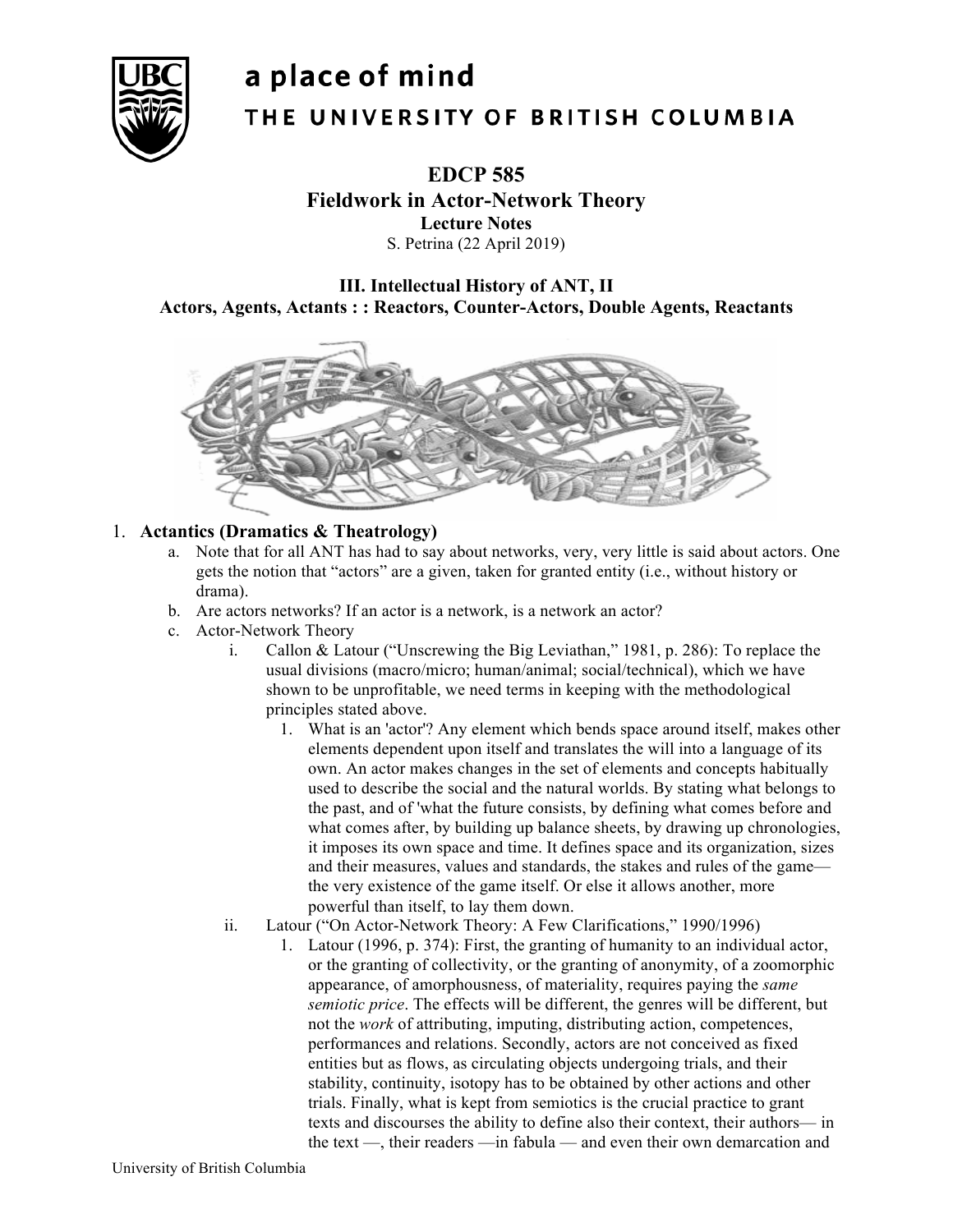a place of mind

THE UNIVERSITY OF BRITISH COLUMBIA

# EDCP 585
## Fieldwork in Actor-Network Theory
**Lecture Notes**

S. Petrina (22 April 2019)

### III. Intellectual History of ANT, II
### Actors, Agents, Actants : : Reactors, Counter-Actors, Double Agents, Reactants

1. **Actantics (Dramatics & Theatrology)**
   a. Note that for all ANT has had to say about networks, very, very little is said about actors. One gets the notion that "actors" are a given, taken for granted entity (i.e., without history or drama).
   b. Are actors networks? If an actor is a network, is a network an actor?
   c. Actor-Network Theory
      i. Callon & Latour ("Unscrewing the Big Leviathan," 1981, p. 286): To replace the usual divisions (macro/micro; human/animal; social/technical), which we have shown to be unprofitable, we need terms in keeping with the methodological principles stated above.
         1. What is an 'actor'? Any element which bends space around itself, makes other elements dependent upon itself and translates the will into a language of its own. An actor makes changes in the set of elements and concepts habitually used to describe the social and the natural worlds. By stating what belongs to the past, and of 'what the future consists, by defining what comes before and what comes after, by building up balance sheets, by drawing up chronologies, it imposes its own space and time. It defines space and its organization, sizes and their measures, values and standards, the stakes and rules of the game—the very existence of the game itself. Or else it allows another, more powerful than itself, to lay them down.
      ii. Latour ("On Actor-Network Theory: A Few Clarifications," 1990/1996)
         1. Latour (1996, p. 374): First, the granting of humanity to an individual actor, or the granting of collectivity, or the granting of anonymity, of a zoomorphic appearance, of amorphousness, of materiality, requires paying the *same semiotic price*. The effects will be different, the genres will be different, but not the *work* of attributing, imputing, distributing action, competences, performances and relations. Secondly, actors are not conceived as fixed entities but as flows, as circulating objects undergoing trials, and their stability, continuity, isotopy has to be obtained by other actions and other trials. Finally, what is kept from semiotics is the crucial practice to grant texts and discourses the ability to define also their context, their authors— in the text —, their readers —in fabula — and even their own demarcation and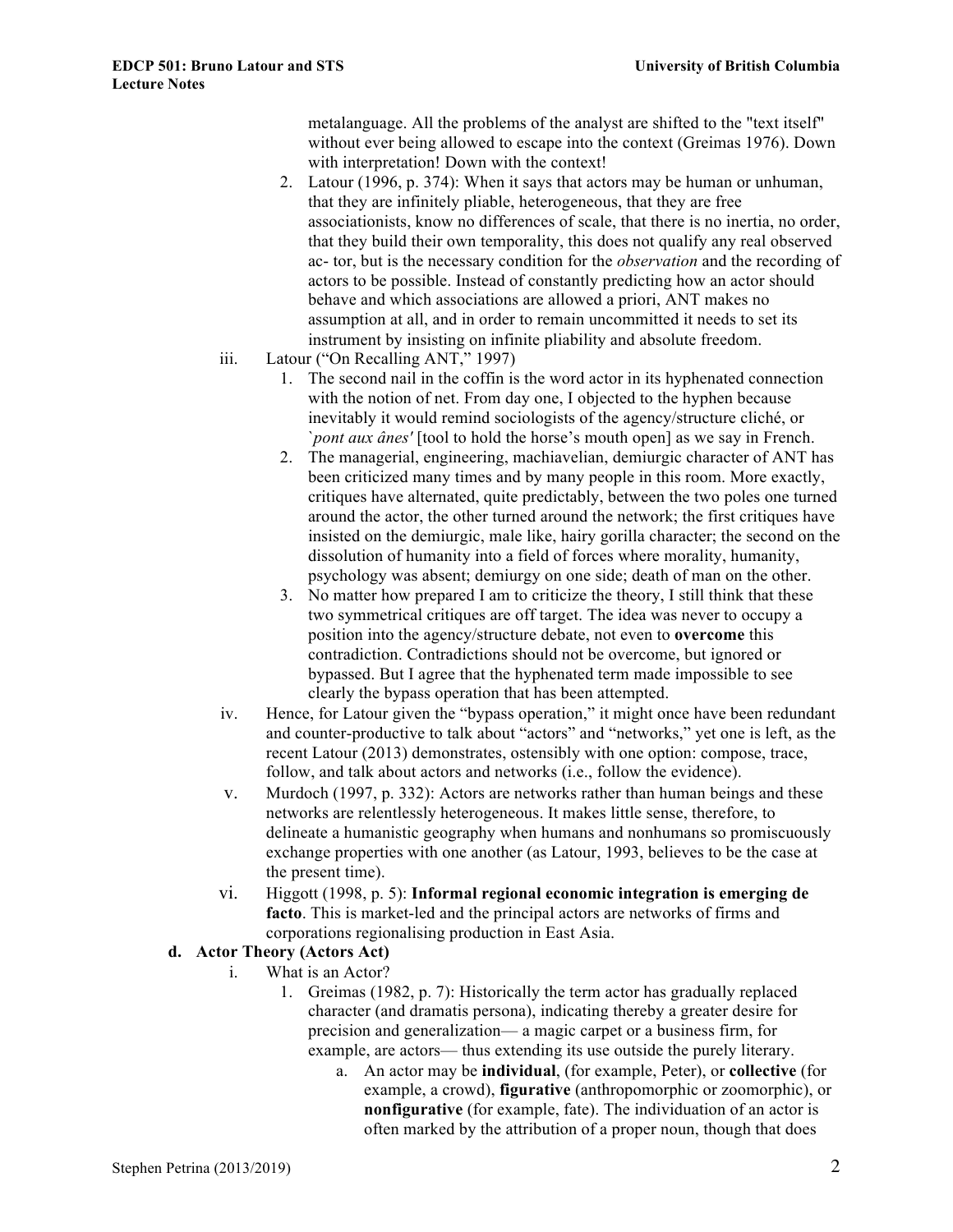metalanguage. All the problems of the analyst are shifted to the "text itself" without ever being allowed to escape into the context (Greimas 1976). Down with interpretation! Down with the context!

2. Latour (1996, p. 374): When it says that actors may be human or unhuman, that they are infinitely pliable, heterogeneous, that they are free associationists, know no differences of scale, that there is no inertia, no order, that they build their own temporality, this does not qualify any real observed ac- tor, but is the necessary condition for the *observation* and the recording of actors to be possible. Instead of constantly predicting how an actor should behave and which associations are allowed a priori, ANT makes no assumption at all, and in order to remain uncommitted it needs to set its instrument by insisting on infinite pliability and absolute freedom.

iii. Latour ("On Recalling ANT," 1997)

1. The second nail in the coffin is the word actor in its hyphenated connection with the notion of net. From day one, I objected to the hyphen because inevitably it would remind sociologists of the agency/structure cliché, or `*pont aux ânes'* [tool to hold the horse's mouth open] as we say in French.
2. The managerial, engineering, machiavelian, demiurgic character of ANT has been criticized many times and by many people in this room. More exactly, critiques have alternated, quite predictably, between the two poles one turned around the actor, the other turned around the network; the first critiques have insisted on the demiurgic, male like, hairy gorilla character; the second on the dissolution of humanity into a field of forces where morality, humanity, psychology was absent; demiurgy on one side; death of man on the other.
3. No matter how prepared I am to criticize the theory, I still think that these two symmetrical critiques are off target. The idea was never to occupy a position into the agency/structure debate, not even to **overcome** this contradiction. Contradictions should not be overcome, but ignored or bypassed. But I agree that the hyphenated term made impossible to see clearly the bypass operation that has been attempted.

iv. Hence, for Latour given the "bypass operation," it might once have been redundant and counter-productive to talk about "actors" and "networks," yet one is left, as the recent Latour (2013) demonstrates, ostensibly with one option: compose, trace, follow, and talk about actors and networks (i.e., follow the evidence).

v. Murdoch (1997, p. 332): Actors are networks rather than human beings and these networks are relentlessly heterogeneous. It makes little sense, therefore, to delineate a humanistic geography when humans and nonhumans so promiscuously exchange properties with one another (as Latour, 1993, believes to be the case at the present time).

vi. Higgott (1998, p. 5): **Informal regional economic integration is emerging de facto**. This is market-led and the principal actors are networks of firms and corporations regionalising production in East Asia.

**d. Actor Theory (Actors Act)**

i. What is an Actor?

1. Greimas (1982, p. 7): Historically the term actor has gradually replaced character (and dramatis persona), indicating thereby a greater desire for precision and generalization— a magic carpet or a business firm, for example, are actors— thus extending its use outside the purely literary.
   a. An actor may be **individual**, (for example, Peter), or **collective** (for example, a crowd), **figurative** (anthropomorphic or zoomorphic), or **nonfigurative** (for example, fate). The individuation of an actor is often marked by the attribution of a proper noun, though that does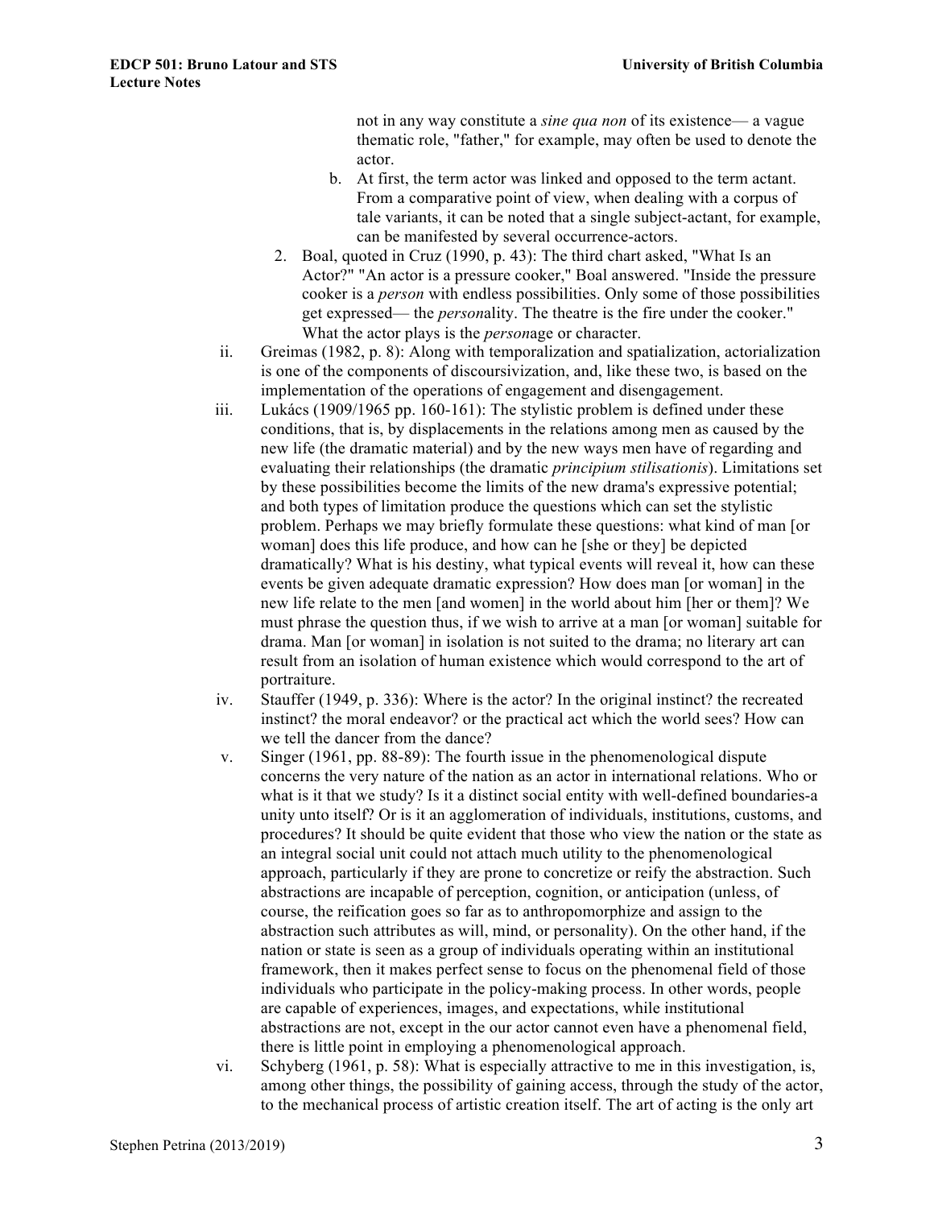not in any way constitute a *sine qua non* of its existence— a vague thematic role, "father," for example, may often be used to denote the actor.

   b. At first, the term actor was linked and opposed to the term actant. From a comparative point of view, when dealing with a corpus of tale variants, it can be noted that a single subject-actant, for example, can be manifested by several occurrence-actors.

2. Boal, quoted in Cruz (1990, p. 43): The third chart asked, "What Is an Actor?" "An actor is a pressure cooker," Boal answered. "Inside the pressure cooker is a *person* with endless possibilities. Only some of those possibilities get expressed— the *person*ality. The theatre is the fire under the cooker." What the actor plays is the *person*age or character.

ii. Greimas (1982, p. 8): Along with temporalization and spatialization, actorialization is one of the components of discoursivization, and, like these two, is based on the implementation of the operations of engagement and disengagement.

iii. Lukács (1909/1965 pp. 160-161): The stylistic problem is defined under these conditions, that is, by displacements in the relations among men as caused by the new life (the dramatic material) and by the new ways men have of regarding and evaluating their relationships (the dramatic *principium stilisationis*). Limitations set by these possibilities become the limits of the new drama's expressive potential; and both types of limitation produce the questions which can set the stylistic problem. Perhaps we may briefly formulate these questions: what kind of man [or woman] does this life produce, and how can he [she or they] be depicted dramatically? What is his destiny, what typical events will reveal it, how can these events be given adequate dramatic expression? How does man [or woman] in the new life relate to the men [and women] in the world about him [her or them]? We must phrase the question thus, if we wish to arrive at a man [or woman] suitable for drama. Man [or woman] in isolation is not suited to the drama; no literary art can result from an isolation of human existence which would correspond to the art of portraiture.

iv. Stauffer (1949, p. 336): Where is the actor? In the original instinct? the recreated instinct? the moral endeavor? or the practical act which the world sees? How can we tell the dancer from the dance?

v. Singer (1961, pp. 88-89): The fourth issue in the phenomenological dispute concerns the very nature of the nation as an actor in international relations. Who or what is it that we study? Is it a distinct social entity with well-defined boundaries-a unity unto itself? Or is it an agglomeration of individuals, institutions, customs, and procedures? It should be quite evident that those who view the nation or the state as an integral social unit could not attach much utility to the phenomenological approach, particularly if they are prone to concretize or reify the abstraction. Such abstractions are incapable of perception, cognition, or anticipation (unless, of course, the reification goes so far as to anthropomorphize and assign to the abstraction such attributes as will, mind, or personality). On the other hand, if the nation or state is seen as a group of individuals operating within an institutional framework, then it makes perfect sense to focus on the phenomenal field of those individuals who participate in the policy-making process. In other words, people are capable of experiences, images, and expectations, while institutional abstractions are not, except in the our actor cannot even have a phenomenal field, there is little point in employing a phenomenological approach.

vi. Schyberg (1961, p. 58): What is especially attractive to me in this investigation, is, among other things, the possibility of gaining access, through the study of the actor, to the mechanical process of artistic creation itself. The art of acting is the only art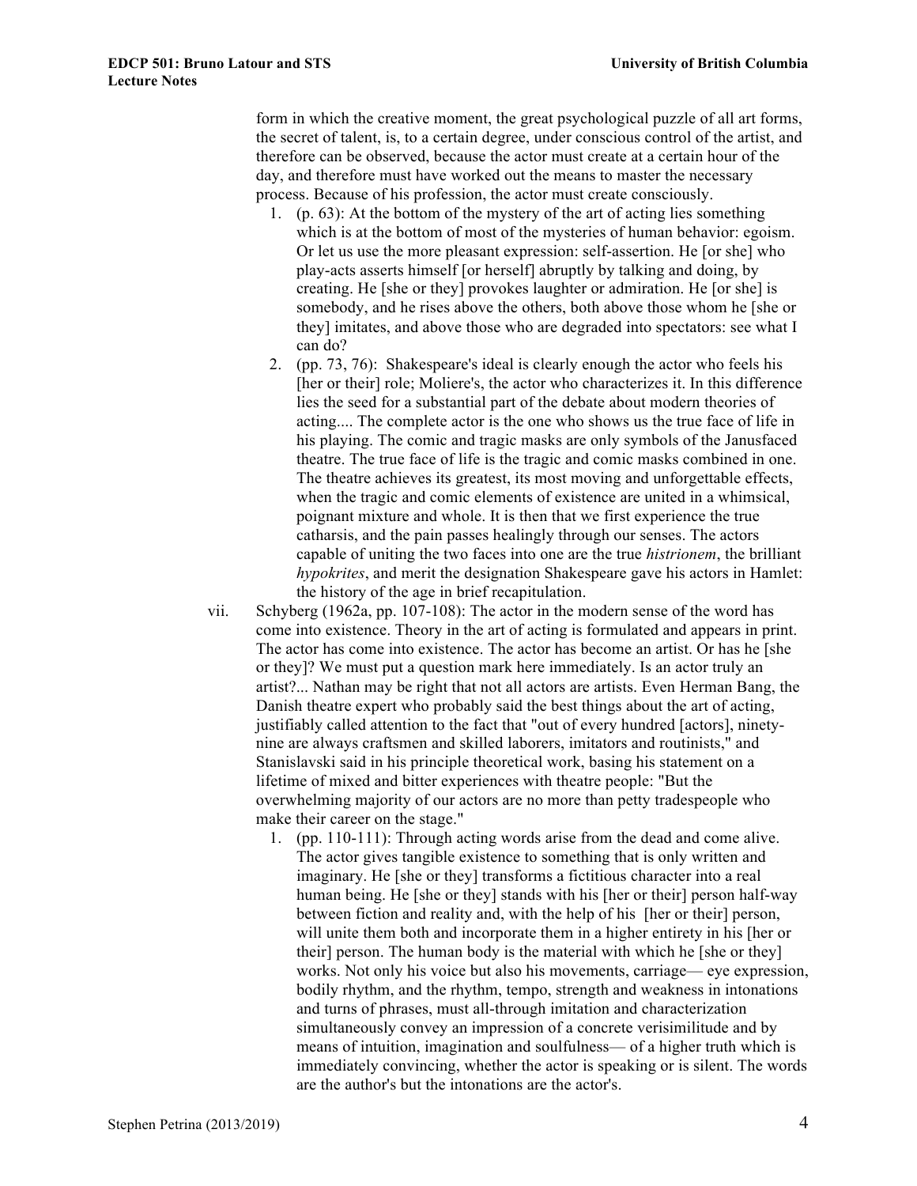form in which the creative moment, the great psychological puzzle of all art forms, the secret of talent, is, to a certain degree, under conscious control of the artist, and therefore can be observed, because the actor must create at a certain hour of the day, and therefore must have worked out the means to master the necessary process. Because of his profession, the actor must create consciously.

1. (p. 63): At the bottom of the mystery of the art of acting lies something which is at the bottom of most of the mysteries of human behavior: egoism. Or let us use the more pleasant expression: self-assertion. He [or she] who play-acts asserts himself [or herself] abruptly by talking and doing, by creating. He [she or they] provokes laughter or admiration. He [or she] is somebody, and he rises above the others, both above those whom he [she or they] imitates, and above those who are degraded into spectators: see what I can do?
2. (pp. 73, 76): Shakespeare's ideal is clearly enough the actor who feels his [her or their] role; Moliere's, the actor who characterizes it. In this difference lies the seed for a substantial part of the debate about modern theories of acting.... The complete actor is the one who shows us the true face of life in his playing. The comic and tragic masks are only symbols of the Janusfaced theatre. The true face of life is the tragic and comic masks combined in one. The theatre achieves its greatest, its most moving and unforgettable effects, when the tragic and comic elements of existence are united in a whimsical, poignant mixture and whole. It is then that we first experience the true catharsis, and the pain passes healingly through our senses. The actors capable of uniting the two faces into one are the true *histrionem*, the brilliant *hypokrites*, and merit the designation Shakespeare gave his actors in Hamlet: the history of the age in brief recapitulation.

vii. Schyberg (1962a, pp. 107-108): The actor in the modern sense of the word has come into existence. Theory in the art of acting is formulated and appears in print. The actor has come into existence. The actor has become an artist. Or has he [she or they]? We must put a question mark here immediately. Is an actor truly an artist?... Nathan may be right that not all actors are artists. Even Herman Bang, the Danish theatre expert who probably said the best things about the art of acting, justifiably called attention to the fact that "out of every hundred [actors], ninety-nine are always craftsmen and skilled laborers, imitators and routinists," and Stanislavski said in his principle theoretical work, basing his statement on a lifetime of mixed and bitter experiences with theatre people: "But the overwhelming majority of our actors are no more than petty tradespeople who make their career on the stage."

1. (pp. 110-111): Through acting words arise from the dead and come alive. The actor gives tangible existence to something that is only written and imaginary. He [she or they] transforms a fictitious character into a real human being. He [she or they] stands with his [her or their] person half-way between fiction and reality and, with the help of his [her or their] person, will unite them both and incorporate them in a higher entirety in his [her or their] person. The human body is the material with which he [she or they] works. Not only his voice but also his movements, carriage— eye expression, bodily rhythm, and the rhythm, tempo, strength and weakness in intonations and turns of phrases, must all-through imitation and characterization simultaneously convey an impression of a concrete verisimilitude and by means of intuition, imagination and soulfulness— of a higher truth which is immediately convincing, whether the actor is speaking or is silent. The words are the author's but the intonations are the actor's.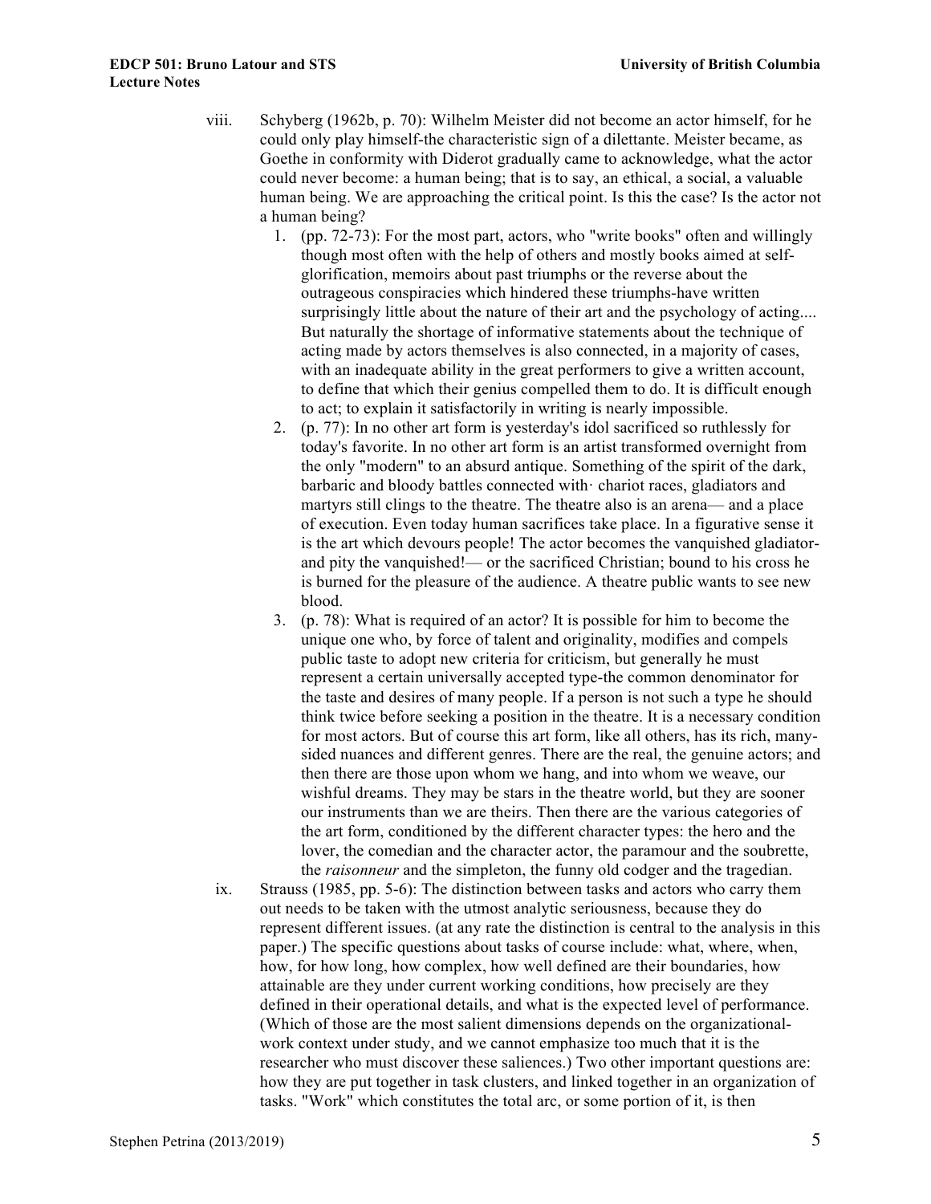viii. Schyberg (1962b, p. 70): Wilhelm Meister did not become an actor himself, for he could only play himself-the characteristic sign of a dilettante. Meister became, as Goethe in conformity with Diderot gradually came to acknowledge, what the actor could never become: a human being; that is to say, an ethical, a social, a valuable human being. We are approaching the critical point. Is this the case? Is the actor not a human being?

1. (pp. 72-73): For the most part, actors, who "write books" often and willingly though most often with the help of others and mostly books aimed at self-glorification, memoirs about past triumphs or the reverse about the outrageous conspiracies which hindered these triumphs-have written surprisingly little about the nature of their art and the psychology of acting.... But naturally the shortage of informative statements about the technique of acting made by actors themselves is also connected, in a majority of cases, with an inadequate ability in the great performers to give a written account, to define that which their genius compelled them to do. It is difficult enough to act; to explain it satisfactorily in writing is nearly impossible.
2. (p. 77): In no other art form is yesterday's idol sacrificed so ruthlessly for today's favorite. In no other art form is an artist transformed overnight from the only "modern" to an absurd antique. Something of the spirit of the dark, barbaric and bloody battles connected with· chariot races, gladiators and martyrs still clings to the theatre. The theatre also is an arena— and a place of execution. Even today human sacrifices take place. In a figurative sense it is the art which devours people! The actor becomes the vanquished gladiator- and pity the vanquished!— or the sacrificed Christian; bound to his cross he is burned for the pleasure of the audience. A theatre public wants to see new blood.
3. (p. 78): What is required of an actor? It is possible for him to become the unique one who, by force of talent and originality, modifies and compels public taste to adopt new criteria for criticism, but generally he must represent a certain universally accepted type-the common denominator for the taste and desires of many people. If a person is not such a type he should think twice before seeking a position in the theatre. It is a necessary condition for most actors. But of course this art form, like all others, has its rich, many-sided nuances and different genres. There are the real, the genuine actors; and then there are those upon whom we hang, and into whom we weave, our wishful dreams. They may be stars in the theatre world, but they are sooner our instruments than we are theirs. Then there are the various categories of the art form, conditioned by the different character types: the hero and the lover, the comedian and the character actor, the paramour and the soubrette, the *raisonneur* and the simpleton, the funny old codger and the tragedian.

ix. Strauss (1985, pp. 5-6): The distinction between tasks and actors who carry them out needs to be taken with the utmost analytic seriousness, because they do represent different issues. (at any rate the distinction is central to the analysis in this paper.) The specific questions about tasks of course include: what, where, when, how, for how long, how complex, how well defined are their boundaries, how attainable are they under current working conditions, how precisely are they defined in their operational details, and what is the expected level of performance. (Which of those are the most salient dimensions depends on the organizational-work context under study, and we cannot emphasize too much that it is the researcher who must discover these saliences.) Two other important questions are: how they are put together in task clusters, and linked together in an organization of tasks. "Work" which constitutes the total arc, or some portion of it, is then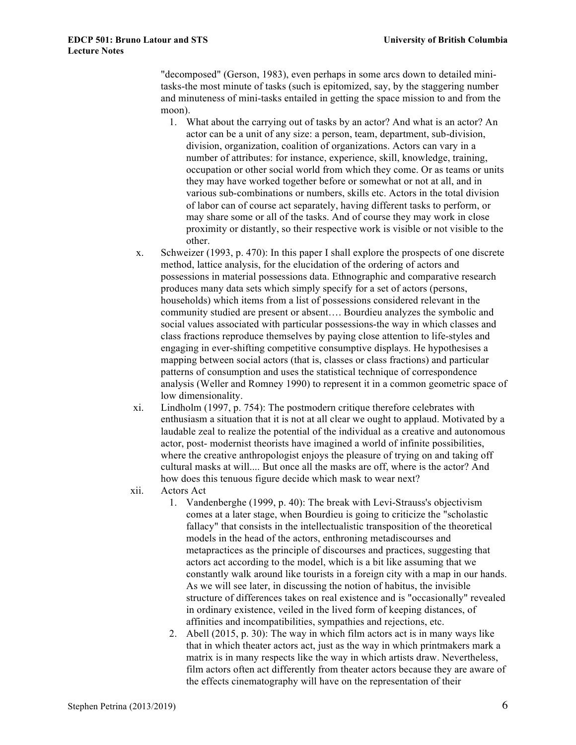"decomposed" (Gerson, 1983), even perhaps in some arcs down to detailed mini-tasks-the most minute of tasks (such is epitomized, say, by the staggering number and minuteness of mini-tasks entailed in getting the space mission to and from the moon).

1. What about the carrying out of tasks by an actor? And what is an actor? An actor can be a unit of any size: a person, team, department, sub-division, division, organization, coalition of organizations. Actors can vary in a number of attributes: for instance, experience, skill, knowledge, training, occupation or other social world from which they come. Or as teams or units they may have worked together before or somewhat or not at all, and in various sub-combinations or numbers, skills etc. Actors in the total division of labor can of course act separately, having different tasks to perform, or may share some or all of the tasks. And of course they may work in close proximity or distantly, so their respective work is visible or not visible to the other.

x. Schweizer (1993, p. 470): In this paper I shall explore the prospects of one discrete method, lattice analysis, for the elucidation of the ordering of actors and possessions in material possessions data. Ethnographic and comparative research produces many data sets which simply specify for a set of actors (persons, households) which items from a list of possessions considered relevant in the community studied are present or absent…. Bourdieu analyzes the symbolic and social values associated with particular possessions-the way in which classes and class fractions reproduce themselves by paying close attention to life-styles and engaging in ever-shifting competitive consumptive displays. He hypothesises a mapping between social actors (that is, classes or class fractions) and particular patterns of consumption and uses the statistical technique of correspondence analysis (Weller and Romney 1990) to represent it in a common geometric space of low dimensionality.

xi. Lindholm (1997, p. 754): The postmodern critique therefore celebrates with enthusiasm a situation that it is not at all clear we ought to applaud. Motivated by a laudable zeal to realize the potential of the individual as a creative and autonomous actor, post- modernist theorists have imagined a world of infinite possibilities, where the creative anthropologist enjoys the pleasure of trying on and taking off cultural masks at will.... But once all the masks are off, where is the actor? And how does this tenuous figure decide which mask to wear next?

xii. Actors Act

1. Vandenberghe (1999, p. 40): The break with Levi-Strauss's objectivism comes at a later stage, when Bourdieu is going to criticize the "scholastic fallacy" that consists in the intellectualistic transposition of the theoretical models in the head of the actors, enthroning metadiscourses and metapractices as the principle of discourses and practices, suggesting that actors act according to the model, which is a bit like assuming that we constantly walk around like tourists in a foreign city with a map in our hands. As we will see later, in discussing the notion of habitus, the invisible structure of differences takes on real existence and is "occasionally" revealed in ordinary existence, veiled in the lived form of keeping distances, of affinities and incompatibilities, sympathies and rejections, etc.
2. Abell (2015, p. 30): The way in which film actors act is in many ways like that in which theater actors act, just as the way in which printmakers mark a matrix is in many respects like the way in which artists draw. Nevertheless, film actors often act differently from theater actors because they are aware of the effects cinematography will have on the representation of their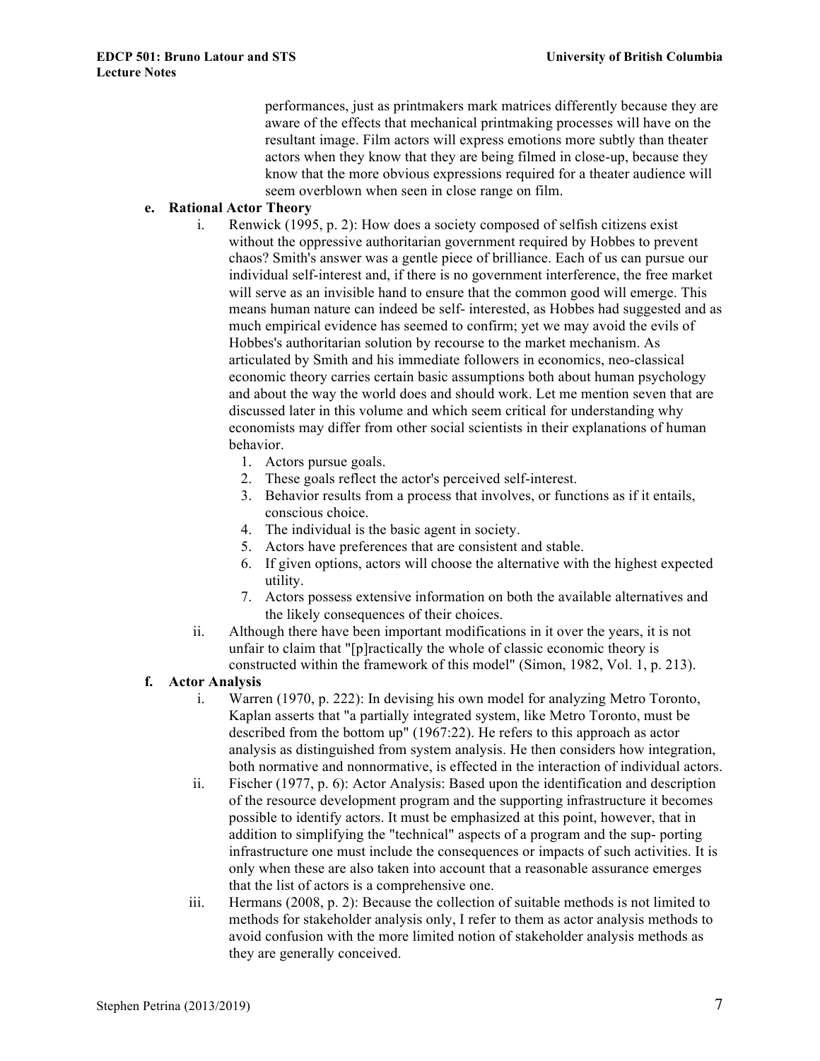performances, just as printmakers mark matrices differently because they are aware of the effects that mechanical printmaking processes will have on the resultant image. Film actors will express emotions more subtly than theater actors when they know that they are being filmed in close-up, because they know that the more obvious expressions required for a theater audience will seem overblown when seen in close range on film.

**e. Rational Actor Theory**

i. Renwick (1995, p. 2): How does a society composed of selfish citizens exist without the oppressive authoritarian government required by Hobbes to prevent chaos? Smith's answer was a gentle piece of brilliance. Each of us can pursue our individual self-interest and, if there is no government interference, the free market will serve as an invisible hand to ensure that the common good will emerge. This means human nature can indeed be self- interested, as Hobbes had suggested and as much empirical evidence has seemed to confirm; yet we may avoid the evils of Hobbes's authoritarian solution by recourse to the market mechanism. As articulated by Smith and his immediate followers in economics, neo-classical economic theory carries certain basic assumptions both about human psychology and about the way the world does and should work. Let me mention seven that are discussed later in this volume and which seem critical for understanding why economists may differ from other social scientists in their explanations of human behavior.

1. Actors pursue goals.
2. These goals reflect the actor's perceived self-interest.
3. Behavior results from a process that involves, or functions as if it entails, conscious choice.
4. The individual is the basic agent in society.
5. Actors have preferences that are consistent and stable.
6. If given options, actors will choose the alternative with the highest expected utility.
7. Actors possess extensive information on both the available alternatives and the likely consequences of their choices.

ii. Although there have been important modifications in it over the years, it is not unfair to claim that "[p]ractically the whole of classic economic theory is constructed within the framework of this model" (Simon, 1982, Vol. 1, p. 213).

**f. Actor Analysis**

i. Warren (1970, p. 222): In devising his own model for analyzing Metro Toronto, Kaplan asserts that "a partially integrated system, like Metro Toronto, must be described from the bottom up" (1967:22). He refers to this approach as actor analysis as distinguished from system analysis. He then considers how integration, both normative and nonnormative, is effected in the interaction of individual actors.

ii. Fischer (1977, p. 6): Actor Analysis: Based upon the identification and description of the resource development program and the supporting infrastructure it becomes possible to identify actors. It must be emphasized at this point, however, that in addition to simplifying the "technical" aspects of a program and the sup- porting infrastructure one must include the consequences or impacts of such activities. It is only when these are also taken into account that a reasonable assurance emerges that the list of actors is a comprehensive one.

iii. Hermans (2008, p. 2): Because the collection of suitable methods is not limited to methods for stakeholder analysis only, I refer to them as actor analysis methods to avoid confusion with the more limited notion of stakeholder analysis methods as they are generally conceived.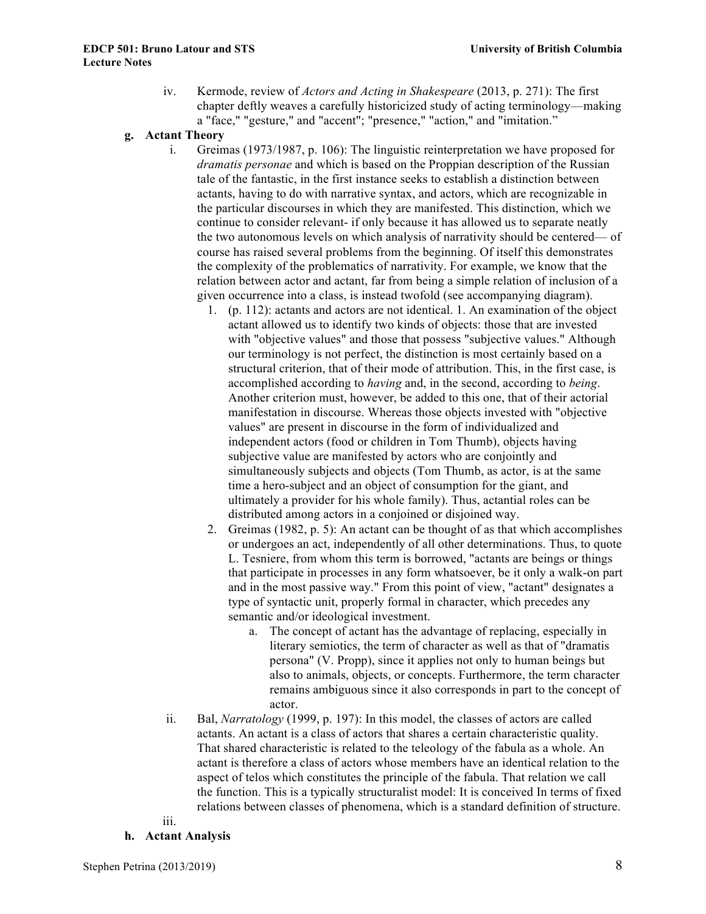iv. Kermode, review of *Actors and Acting in Shakespeare* (2013, p. 271): The first chapter deftly weaves a carefully historicized study of acting terminology—making a "face," "gesture," and "accent"; "presence," "action," and "imitation."

**g. Actant Theory**

i. Greimas (1973/1987, p. 106): The linguistic reinterpretation we have proposed for *dramatis personae* and which is based on the Proppian description of the Russian tale of the fantastic, in the first instance seeks to establish a distinction between actants, having to do with narrative syntax, and actors, which are recognizable in the particular discourses in which they are manifested. This distinction, which we continue to consider relevant- if only because it has allowed us to separate neatly the two autonomous levels on which analysis of narrativity should be centered— of course has raised several problems from the beginning. Of itself this demonstrates the complexity of the problematics of narrativity. For example, we know that the relation between actor and actant, far from being a simple relation of inclusion of a given occurrence into a class, is instead twofold (see accompanying diagram).

1. (p. 112): actants and actors are not identical. 1. An examination of the object actant allowed us to identify two kinds of objects: those that are invested with "objective values" and those that possess "subjective values." Although our terminology is not perfect, the distinction is most certainly based on a structural criterion, that of their mode of attribution. This, in the first case, is accomplished according to *having* and, in the second, according to *being*. Another criterion must, however, be added to this one, that of their actorial manifestation in discourse. Whereas those objects invested with "objective values" are present in discourse in the form of individualized and independent actors (food or children in Tom Thumb), objects having subjective value are manifested by actors who are conjointly and simultaneously subjects and objects (Tom Thumb, as actor, is at the same time a hero-subject and an object of consumption for the giant, and ultimately a provider for his whole family). Thus, actantial roles can be distributed among actors in a conjoined or disjoined way.
2. Greimas (1982, p. 5): An actant can be thought of as that which accomplishes or undergoes an act, independently of all other determinations. Thus, to quote L. Tesniere, from whom this term is borrowed, "actants are beings or things that participate in processes in any form whatsoever, be it only a walk-on part and in the most passive way." From this point of view, "actant" designates a type of syntactic unit, properly formal in character, which precedes any semantic and/or ideological investment.
   a. The concept of actant has the advantage of replacing, especially in literary semiotics, the term of character as well as that of "dramatis persona" (V. Propp), since it applies not only to human beings but also to animals, objects, or concepts. Furthermore, the term character remains ambiguous since it also corresponds in part to the concept of actor.

ii. Bal, *Narratology* (1999, p. 197): In this model, the classes of actors are called actants. An actant is a class of actors that shares a certain characteristic quality. That shared characteristic is related to the teleology of the fabula as a whole. An actant is therefore a class of actors whose members have an identical relation to the aspect of telos which constitutes the principle of the fabula. That relation we call the function. This is a typically structuralist model: It is conceived In terms of fixed relations between classes of phenomena, which is a standard definition of structure.

iii.

**h. Actant Analysis**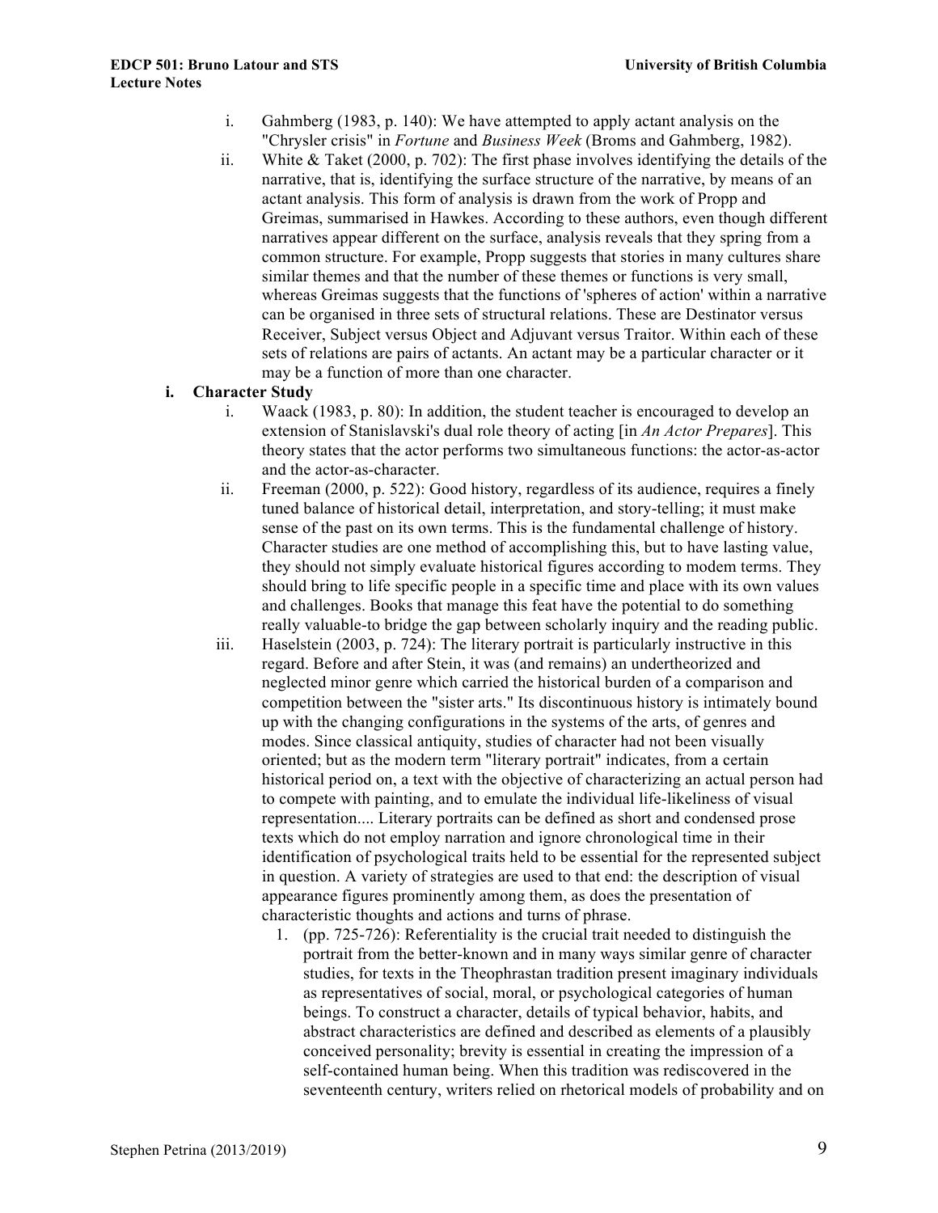i. Gahmberg (1983, p. 140): We have attempted to apply actant analysis on the "Chrysler crisis" in *Fortune* and *Business Week* (Broms and Gahmberg, 1982).

ii. White & Taket (2000, p. 702): The first phase involves identifying the details of the narrative, that is, identifying the surface structure of the narrative, by means of an actant analysis. This form of analysis is drawn from the work of Propp and Greimas, summarised in Hawkes. According to these authors, even though different narratives appear different on the surface, analysis reveals that they spring from a common structure. For example, Propp suggests that stories in many cultures share similar themes and that the number of these themes or functions is very small, whereas Greimas suggests that the functions of 'spheres of action' within a narrative can be organised in three sets of structural relations. These are Destinator versus Receiver, Subject versus Object and Adjuvant versus Traitor. Within each of these sets of relations are pairs of actants. An actant may be a particular character or it may be a function of more than one character.

**i. Character Study**

i. Waack (1983, p. 80): In addition, the student teacher is encouraged to develop an extension of Stanislavski's dual role theory of acting [in *An Actor Prepares*]. This theory states that the actor performs two simultaneous functions: the actor-as-actor and the actor-as-character.

ii. Freeman (2000, p. 522): Good history, regardless of its audience, requires a finely tuned balance of historical detail, interpretation, and story-telling; it must make sense of the past on its own terms. This is the fundamental challenge of history. Character studies are one method of accomplishing this, but to have lasting value, they should not simply evaluate historical figures according to modem terms. They should bring to life specific people in a specific time and place with its own values and challenges. Books that manage this feat have the potential to do something really valuable-to bridge the gap between scholarly inquiry and the reading public.

iii. Haselstein (2003, p. 724): The literary portrait is particularly instructive in this regard. Before and after Stein, it was (and remains) an undertheorized and neglected minor genre which carried the historical burden of a comparison and competition between the "sister arts." Its discontinuous history is intimately bound up with the changing configurations in the systems of the arts, of genres and modes. Since classical antiquity, studies of character had not been visually oriented; but as the modern term "literary portrait" indicates, from a certain historical period on, a text with the objective of characterizing an actual person had to compete with painting, and to emulate the individual life-likeliness of visual representation.... Literary portraits can be defined as short and condensed prose texts which do not employ narration and ignore chronological time in their identification of psychological traits held to be essential for the represented subject in question. A variety of strategies are used to that end: the description of visual appearance figures prominently among them, as does the presentation of characteristic thoughts and actions and turns of phrase.

1. (pp. 725-726): Referentiality is the crucial trait needed to distinguish the portrait from the better-known and in many ways similar genre of character studies, for texts in the Theophrastan tradition present imaginary individuals as representatives of social, moral, or psychological categories of human beings. To construct a character, details of typical behavior, habits, and abstract characteristics are defined and described as elements of a plausibly conceived personality; brevity is essential in creating the impression of a self-contained human being. When this tradition was rediscovered in the seventeenth century, writers relied on rhetorical models of probability and on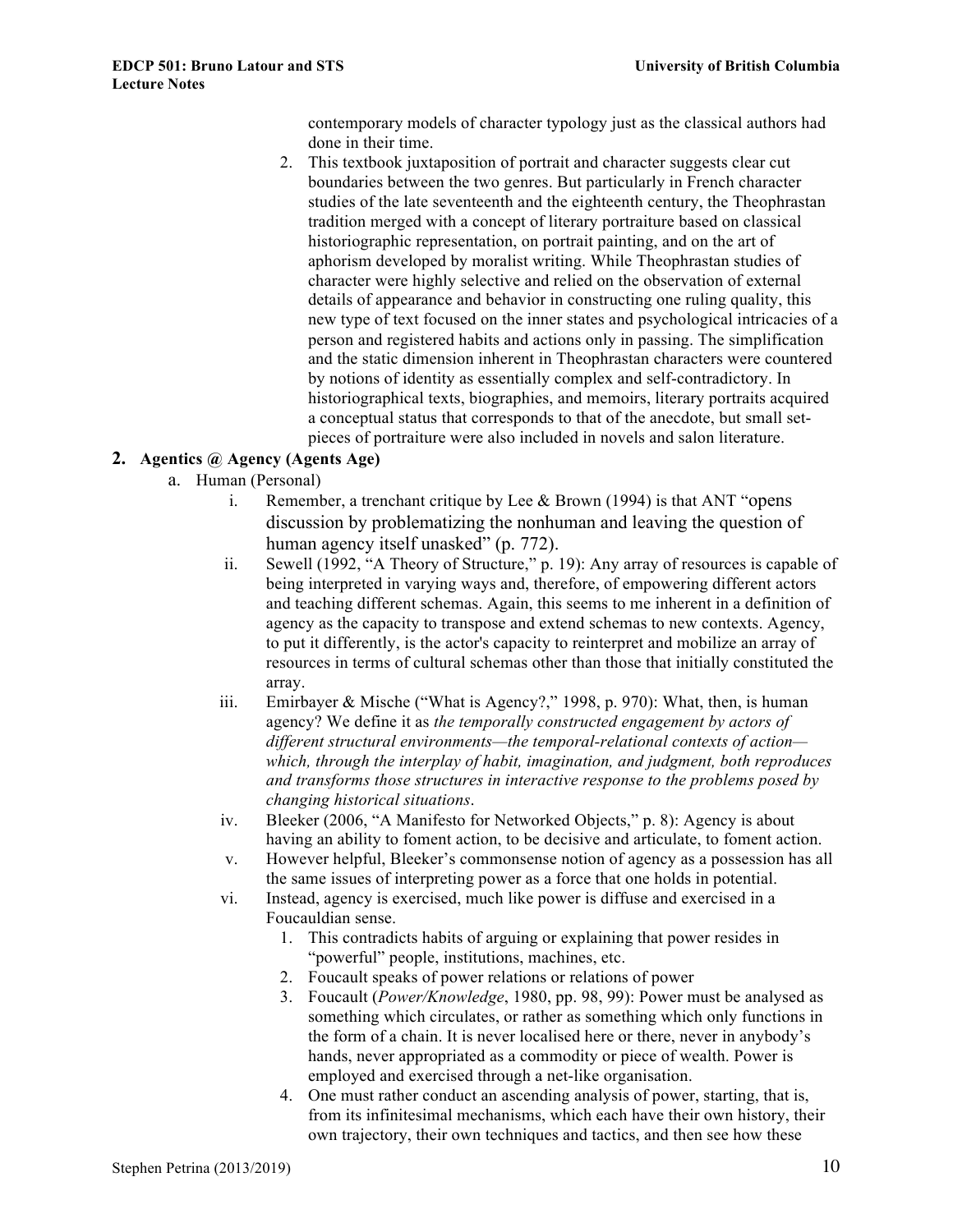contemporary models of character typology just as the classical authors had done in their time.

2. This textbook juxtaposition of portrait and character suggests clear cut boundaries between the two genres. But particularly in French character studies of the late seventeenth and the eighteenth century, the Theophrastan tradition merged with a concept of literary portraiture based on classical historiographic representation, on portrait painting, and on the art of aphorism developed by moralist writing. While Theophrastan studies of character were highly selective and relied on the observation of external details of appearance and behavior in constructing one ruling quality, this new type of text focused on the inner states and psychological intricacies of a person and registered habits and actions only in passing. The simplification and the static dimension inherent in Theophrastan characters were countered by notions of identity as essentially complex and self-contradictory. In historiographical texts, biographies, and memoirs, literary portraits acquired a conceptual status that corresponds to that of the anecdote, but small set-pieces of portraiture were also included in novels and salon literature.

## 2. Agentics @ Agency (Agents Age)

a. Human (Personal)

i. Remember, a trenchant critique by Lee & Brown (1994) is that ANT "opens discussion by problematizing the nonhuman and leaving the question of human agency itself unasked" (p. 772).

ii. Sewell (1992, "A Theory of Structure," p. 19): Any array of resources is capable of being interpreted in varying ways and, therefore, of empowering different actors and teaching different schemas. Again, this seems to me inherent in a definition of agency as the capacity to transpose and extend schemas to new contexts. Agency, to put it differently, is the actor's capacity to reinterpret and mobilize an array of resources in terms of cultural schemas other than those that initially constituted the array.

iii. Emirbayer & Mische ("What is Agency?," 1998, p. 970): What, then, is human agency? We define it as *the temporally constructed engagement by actors of different structural environments—the temporal-relational contexts of action—which, through the interplay of habit, imagination, and judgment, both reproduces and transforms those structures in interactive response to the problems posed by changing historical situations*.

iv. Bleeker (2006, "A Manifesto for Networked Objects," p. 8): Agency is about having an ability to foment action, to be decisive and articulate, to foment action.

v. However helpful, Bleeker's commonsense notion of agency as a possession has all the same issues of interpreting power as a force that one holds in potential.

vi. Instead, agency is exercised, much like power is diffuse and exercised in a Foucauldian sense.

1. This contradicts habits of arguing or explaining that power resides in "powerful" people, institutions, machines, etc.
2. Foucault speaks of power relations or relations of power
3. Foucault (*Power/Knowledge*, 1980, pp. 98, 99): Power must be analysed as something which circulates, or rather as something which only functions in the form of a chain. It is never localised here or there, never in anybody's hands, never appropriated as a commodity or piece of wealth. Power is employed and exercised through a net-like organisation.
4. One must rather conduct an ascending analysis of power, starting, that is, from its infinitesimal mechanisms, which each have their own history, their own trajectory, their own techniques and tactics, and then see how these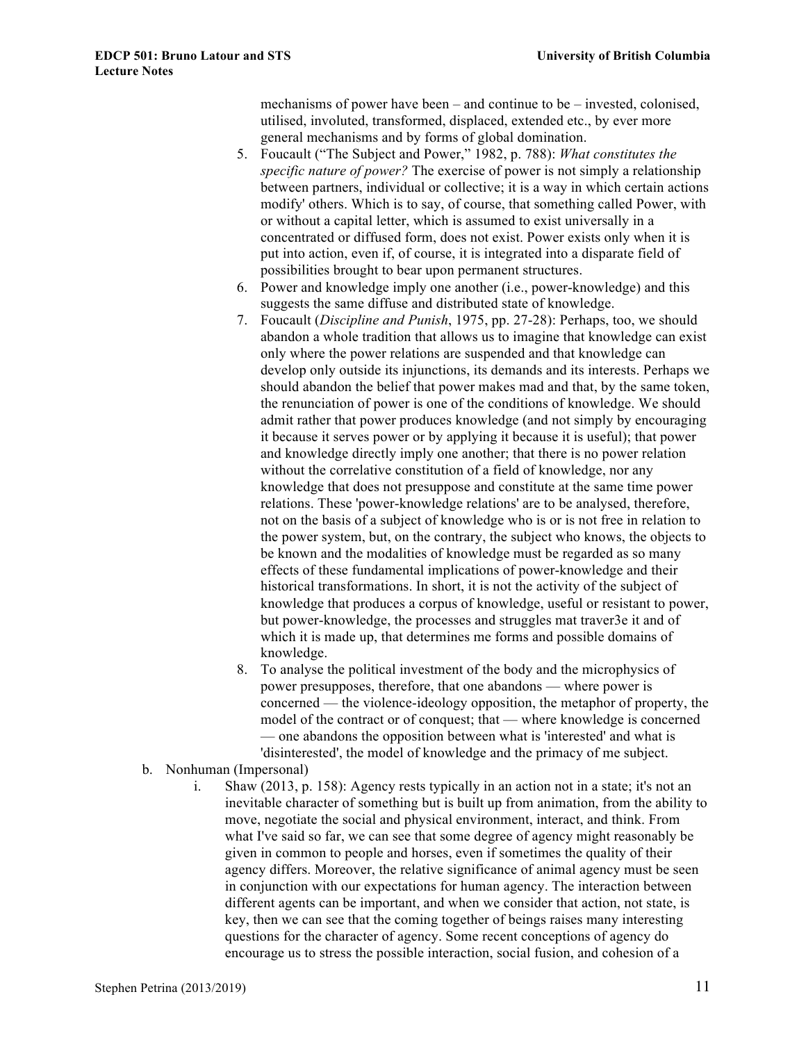mechanisms of power have been – and continue to be – invested, colonised, utilised, involuted, transformed, displaced, extended etc., by ever more general mechanisms and by forms of global domination.

5. Foucault ("The Subject and Power," 1982, p. 788): *What constitutes the specific nature of power?* The exercise of power is not simply a relationship between partners, individual or collective; it is a way in which certain actions modify' others. Which is to say, of course, that something called Power, with or without a capital letter, which is assumed to exist universally in a concentrated or diffused form, does not exist. Power exists only when it is put into action, even if, of course, it is integrated into a disparate field of possibilities brought to bear upon permanent structures.
6. Power and knowledge imply one another (i.e., power-knowledge) and this suggests the same diffuse and distributed state of knowledge.
7. Foucault (*Discipline and Punish*, 1975, pp. 27-28): Perhaps, too, we should abandon a whole tradition that allows us to imagine that knowledge can exist only where the power relations are suspended and that knowledge can develop only outside its injunctions, its demands and its interests. Perhaps we should abandon the belief that power makes mad and that, by the same token, the renunciation of power is one of the conditions of knowledge. We should admit rather that power produces knowledge (and not simply by encouraging it because it serves power or by applying it because it is useful); that power and knowledge directly imply one another; that there is no power relation without the correlative constitution of a field of knowledge, nor any knowledge that does not presuppose and constitute at the same time power relations. These 'power-knowledge relations' are to be analysed, therefore, not on the basis of a subject of knowledge who is or is not free in relation to the power system, but, on the contrary, the subject who knows, the objects to be known and the modalities of knowledge must be regarded as so many effects of these fundamental implications of power-knowledge and their historical transformations. In short, it is not the activity of the subject of knowledge that produces a corpus of knowledge, useful or resistant to power, but power-knowledge, the processes and struggles mat traver3e it and of which it is made up, that determines me forms and possible domains of knowledge.
8. To analyse the political investment of the body and the microphysics of power presupposes, therefore, that one abandons — where power is concerned — the violence-ideology opposition, the metaphor of property, the model of the contract or of conquest; that — where knowledge is concerned — one abandons the opposition between what is 'interested' and what is 'disinterested', the model of knowledge and the primacy of me subject.

b. Nonhuman (Impersonal)

   i. Shaw (2013, p. 158): Agency rests typically in an action not in a state; it's not an inevitable character of something but is built up from animation, from the ability to move, negotiate the social and physical environment, interact, and think. From what I've said so far, we can see that some degree of agency might reasonably be given in common to people and horses, even if sometimes the quality of their agency differs. Moreover, the relative significance of animal agency must be seen in conjunction with our expectations for human agency. The interaction between different agents can be important, and when we consider that action, not state, is key, then we can see that the coming together of beings raises many interesting questions for the character of agency. Some recent conceptions of agency do encourage us to stress the possible interaction, social fusion, and cohesion of a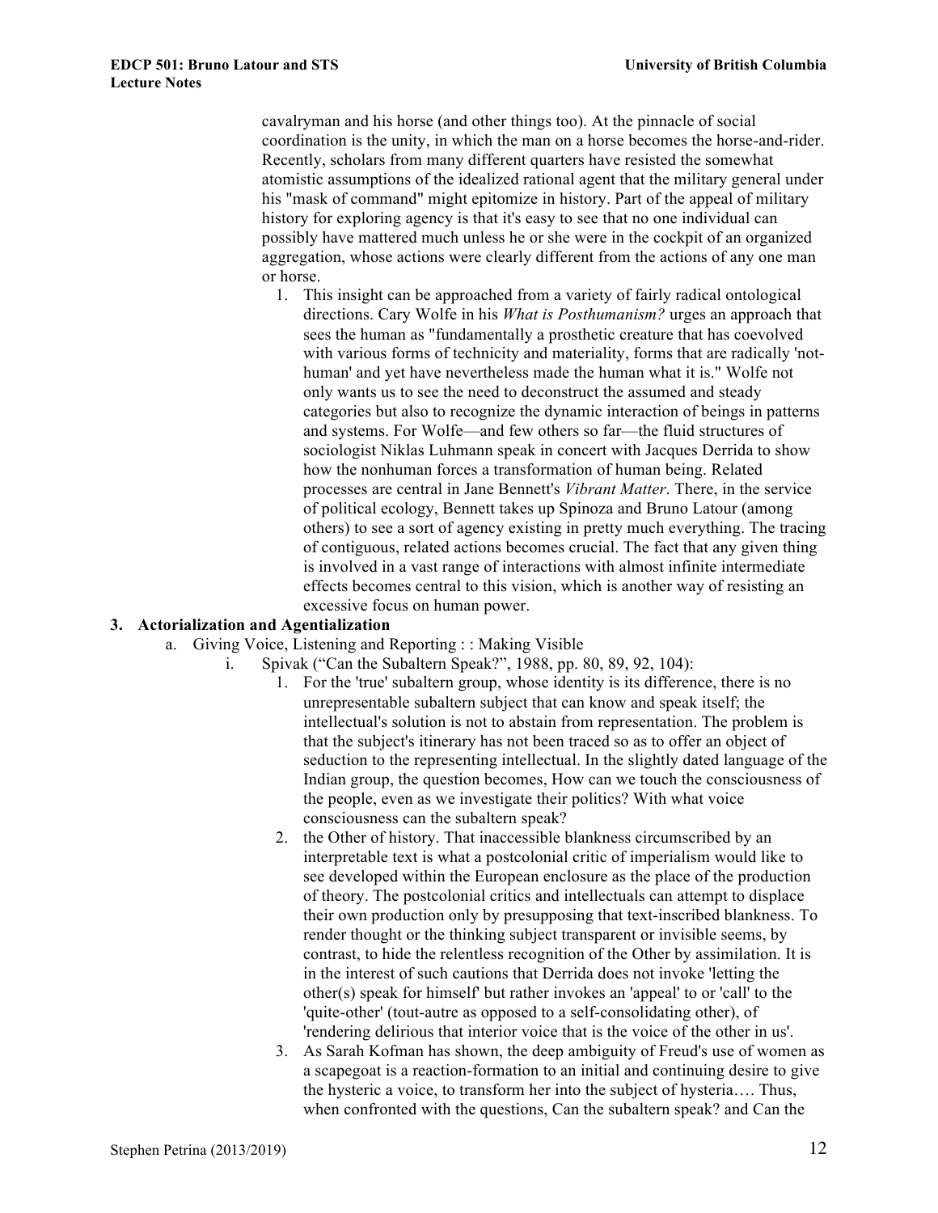cavalryman and his horse (and other things too). At the pinnacle of social coordination is the unity, in which the man on a horse becomes the horse-and-rider. Recently, scholars from many different quarters have resisted the somewhat atomistic assumptions of the idealized rational agent that the military general under his "mask of command" might epitomize in history. Part of the appeal of military history for exploring agency is that it's easy to see that no one individual can possibly have mattered much unless he or she were in the cockpit of an organized aggregation, whose actions were clearly different from the actions of any one man or horse.

1. This insight can be approached from a variety of fairly radical ontological directions. Cary Wolfe in his *What is Posthumanism?* urges an approach that sees the human as "fundamentally a prosthetic creature that has coevolved with various forms of technicity and materiality, forms that are radically 'not-human' and yet have nevertheless made the human what it is." Wolfe not only wants us to see the need to deconstruct the assumed and steady categories but also to recognize the dynamic interaction of beings in patterns and systems. For Wolfe—and few others so far—the fluid structures of sociologist Niklas Luhmann speak in concert with Jacques Derrida to show how the nonhuman forces a transformation of human being. Related processes are central in Jane Bennett's *Vibrant Matter*. There, in the service of political ecology, Bennett takes up Spinoza and Bruno Latour (among others) to see a sort of agency existing in pretty much everything. The tracing of contiguous, related actions becomes crucial. The fact that any given thing is involved in a vast range of interactions with almost infinite intermediate effects becomes central to this vision, which is another way of resisting an excessive focus on human power.

**3. Actorialization and Agentialization**

a. Giving Voice, Listening and Reporting : : Making Visible

i. Spivak ("Can the Subaltern Speak?", 1988, pp. 80, 89, 92, 104):

1. For the 'true' subaltern group, whose identity is its difference, there is no unrepresentable subaltern subject that can know and speak itself; the intellectual's solution is not to abstain from representation. The problem is that the subject's itinerary has not been traced so as to offer an object of seduction to the representing intellectual. In the slightly dated language of the Indian group, the question becomes, How can we touch the consciousness of the people, even as we investigate their politics? With what voice consciousness can the subaltern speak?
2. the Other of history. That inaccessible blankness circumscribed by an interpretable text is what a postcolonial critic of imperialism would like to see developed within the European enclosure as the place of the production of theory. The postcolonial critics and intellectuals can attempt to displace their own production only by presupposing that text-inscribed blankness. To render thought or the thinking subject transparent or invisible seems, by contrast, to hide the relentless recognition of the Other by assimilation. It is in the interest of such cautions that Derrida does not invoke 'letting the other(s) speak for himself' but rather invokes an 'appeal' to or 'call' to the 'quite-other' (tout-autre as opposed to a self-consolidating other), of 'rendering delirious that interior voice that is the voice of the other in us'.
3. As Sarah Kofman has shown, the deep ambiguity of Freud's use of women as a scapegoat is a reaction-formation to an initial and continuing desire to give the hysteric a voice, to transform her into the subject of hysteria…. Thus, when confronted with the questions, Can the subaltern speak? and Can the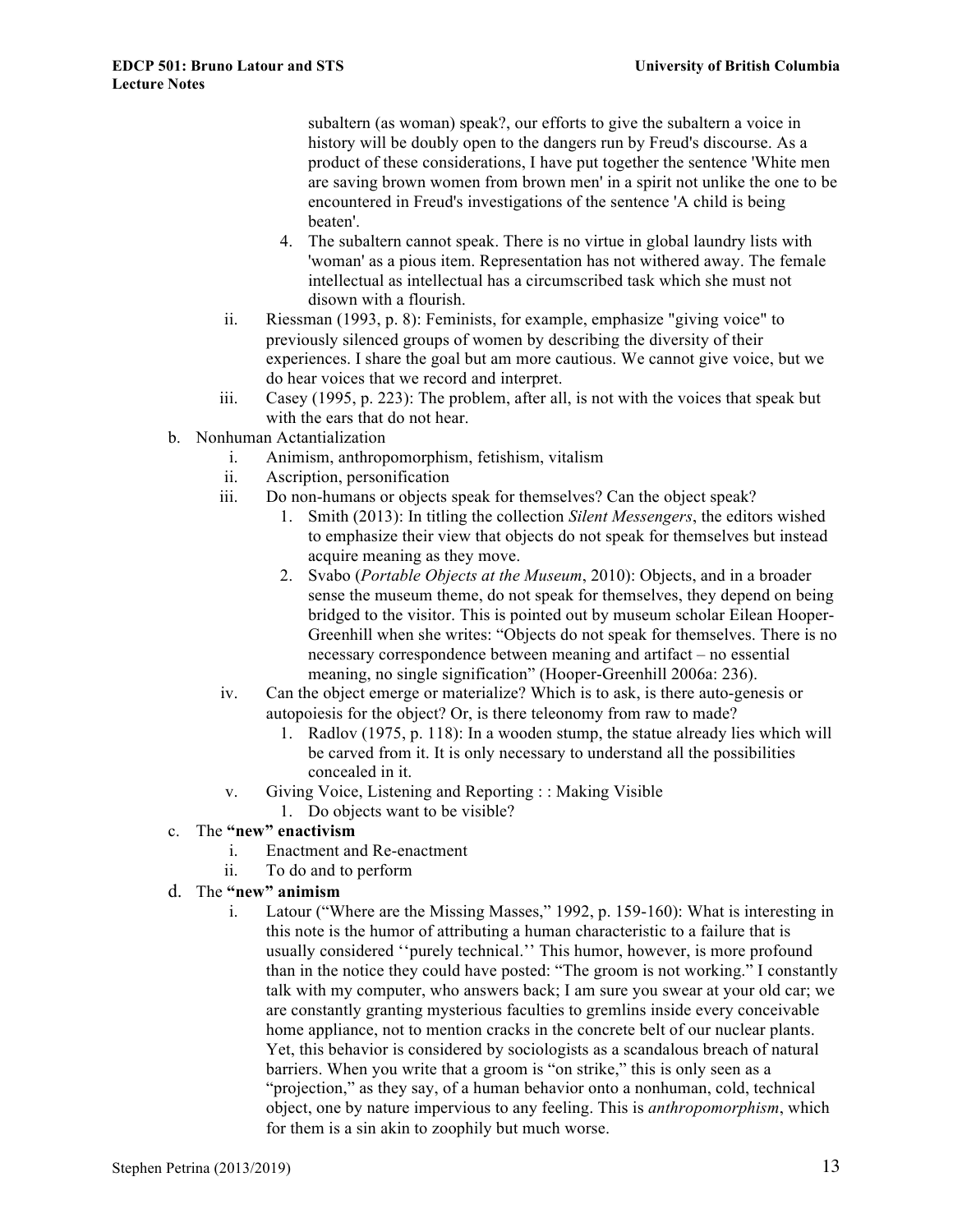subaltern (as woman) speak?, our efforts to give the subaltern a voice in history will be doubly open to the dangers run by Freud's discourse. As a product of these considerations, I have put together the sentence 'White men are saving brown women from brown men' in a spirit not unlike the one to be encountered in Freud's investigations of the sentence 'A child is being beaten'.

4. The subaltern cannot speak. There is no virtue in global laundry lists with 'woman' as a pious item. Representation has not withered away. The female intellectual as intellectual has a circumscribed task which she must not disown with a flourish.

ii. Riessman (1993, p. 8): Feminists, for example, emphasize "giving voice" to previously silenced groups of women by describing the diversity of their experiences. I share the goal but am more cautious. We cannot give voice, but we do hear voices that we record and interpret.

iii. Casey (1995, p. 223): The problem, after all, is not with the voices that speak but with the ears that do not hear.

b. Nonhuman Actantialization

  i. Animism, anthropomorphism, fetishism, vitalism

  ii. Ascription, personification

  iii. Do non-humans or objects speak for themselves? Can the object speak?

    1. Smith (2013): In titling the collection *Silent Messengers*, the editors wished to emphasize their view that objects do not speak for themselves but instead acquire meaning as they move.

    2. Svabo (*Portable Objects at the Museum*, 2010): Objects, and in a broader sense the museum theme, do not speak for themselves, they depend on being bridged to the visitor. This is pointed out by museum scholar Eilean Hooper-Greenhill when she writes: "Objects do not speak for themselves. There is no necessary correspondence between meaning and artifact – no essential meaning, no single signification" (Hooper-Greenhill 2006a: 236).

  iv. Can the object emerge or materialize? Which is to ask, is there auto-genesis or autopoiesis for the object? Or, is there teleonomy from raw to made?

    1. Radlov (1975, p. 118): In a wooden stump, the statue already lies which will be carved from it. It is only necessary to understand all the possibilities concealed in it.

  v. Giving Voice, Listening and Reporting : : Making Visible

    1. Do objects want to be visible?

c. The **"new" enactivism**

  i. Enactment and Re-enactment

  ii. To do and to perform

d. The **"new" animism**

  i. Latour ("Where are the Missing Masses," 1992, p. 159-160): What is interesting in this note is the humor of attributing a human characteristic to a failure that is usually considered ''purely technical.'' This humor, however, is more profound than in the notice they could have posted: "The groom is not working." I constantly talk with my computer, who answers back; I am sure you swear at your old car; we are constantly granting mysterious faculties to gremlins inside every conceivable home appliance, not to mention cracks in the concrete belt of our nuclear plants. Yet, this behavior is considered by sociologists as a scandalous breach of natural barriers. When you write that a groom is "on strike," this is only seen as a "projection," as they say, of a human behavior onto a nonhuman, cold, technical object, one by nature impervious to any feeling. This is *anthropomorphism*, which for them is a sin akin to zoophily but much worse.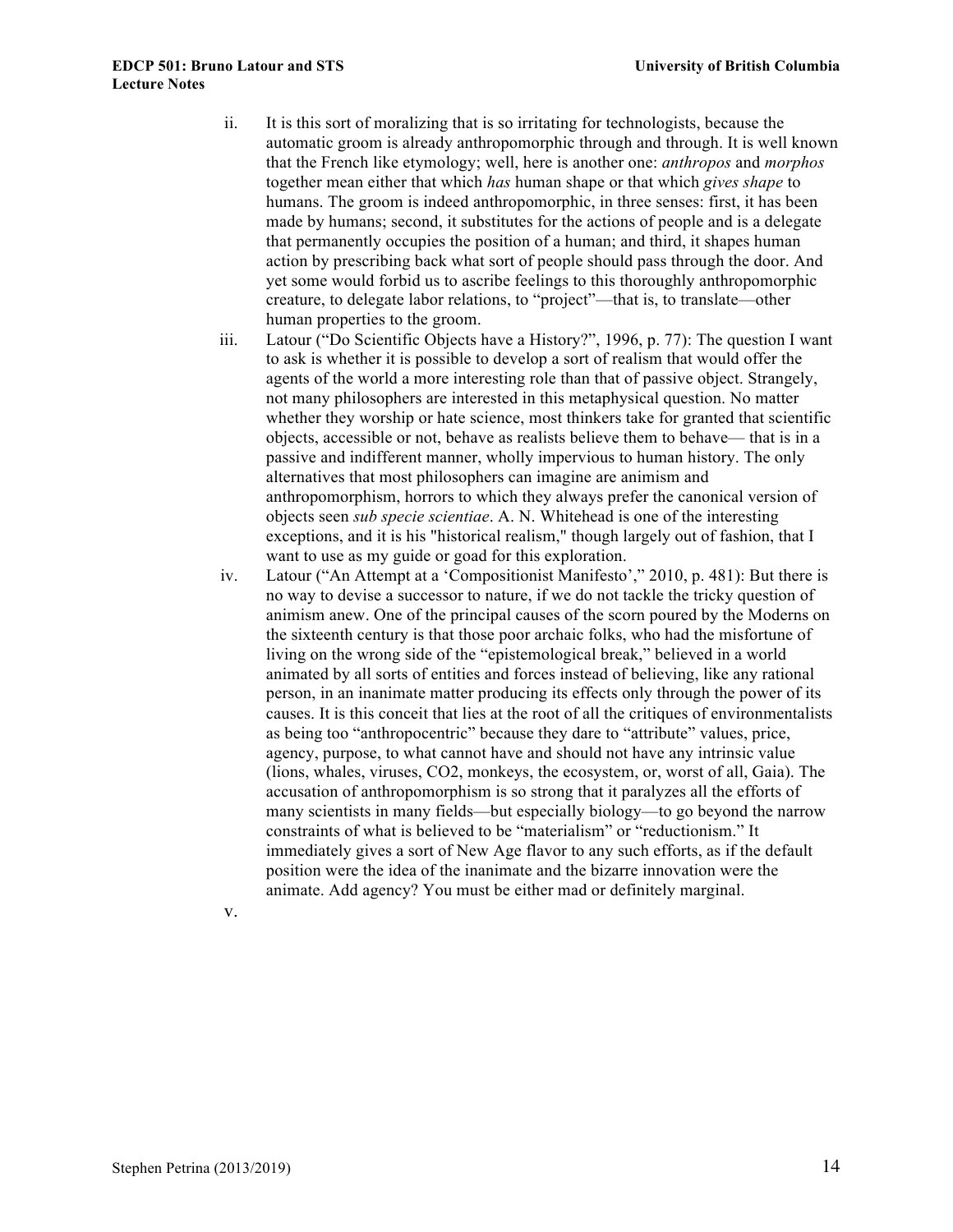ii. It is this sort of moralizing that is so irritating for technologists, because the automatic groom is already anthropomorphic through and through. It is well known that the French like etymology; well, here is another one: *anthropos* and *morphos* together mean either that which *has* human shape or that which *gives shape* to humans. The groom is indeed anthropomorphic, in three senses: first, it has been made by humans; second, it substitutes for the actions of people and is a delegate that permanently occupies the position of a human; and third, it shapes human action by prescribing back what sort of people should pass through the door. And yet some would forbid us to ascribe feelings to this thoroughly anthropomorphic creature, to delegate labor relations, to "project"—that is, to translate—other human properties to the groom.

iii. Latour ("Do Scientific Objects have a History?", 1996, p. 77): The question I want to ask is whether it is possible to develop a sort of realism that would offer the agents of the world a more interesting role than that of passive object. Strangely, not many philosophers are interested in this metaphysical question. No matter whether they worship or hate science, most thinkers take for granted that scientific objects, accessible or not, behave as realists believe them to behave— that is in a passive and indifferent manner, wholly impervious to human history. The only alternatives that most philosophers can imagine are animism and anthropomorphism, horrors to which they always prefer the canonical version of objects seen *sub specie scientiae*. A. N. Whitehead is one of the interesting exceptions, and it is his "historical realism," though largely out of fashion, that I want to use as my guide or goad for this exploration.

iv. Latour ("An Attempt at a 'Compositionist Manifesto'," 2010, p. 481): But there is no way to devise a successor to nature, if we do not tackle the tricky question of animism anew. One of the principal causes of the scorn poured by the Moderns on the sixteenth century is that those poor archaic folks, who had the misfortune of living on the wrong side of the "epistemological break," believed in a world animated by all sorts of entities and forces instead of believing, like any rational person, in an inanimate matter producing its effects only through the power of its causes. It is this conceit that lies at the root of all the critiques of environmentalists as being too "anthropocentric" because they dare to "attribute" values, price, agency, purpose, to what cannot have and should not have any intrinsic value (lions, whales, viruses, CO2, monkeys, the ecosystem, or, worst of all, Gaia). The accusation of anthropomorphism is so strong that it paralyzes all the efforts of many scientists in many fields—but especially biology—to go beyond the narrow constraints of what is believed to be "materialism" or "reductionism." It immediately gives a sort of New Age flavor to any such efforts, as if the default position were the idea of the inanimate and the bizarre innovation were the animate. Add agency? You must be either mad or definitely marginal.

v.